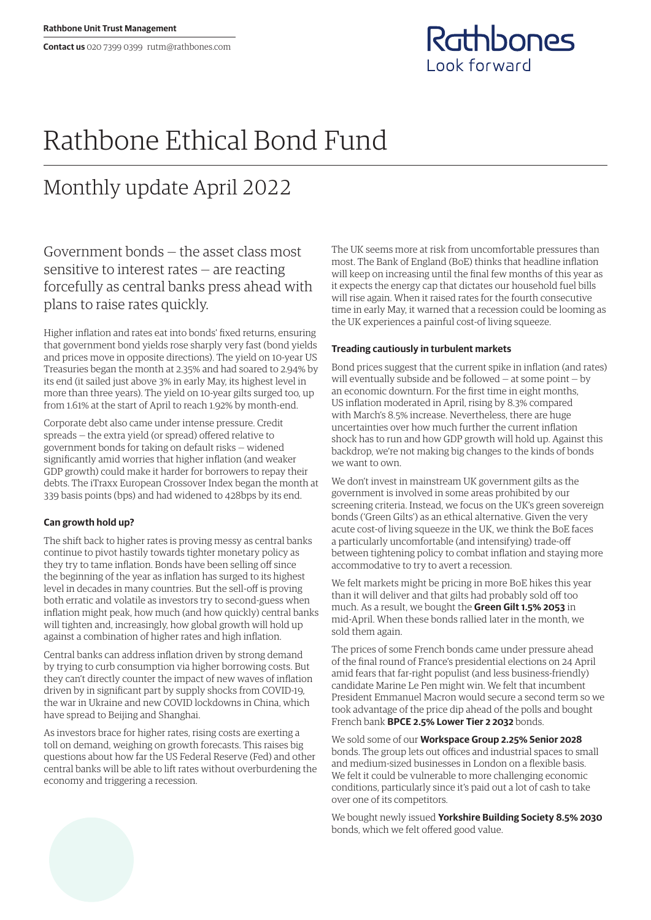Rathbone Unit Trust Management

**Contact us** 020 7399 0399 rutm@rathbones.com

Rathbones
Look forward

# Rathbone Ethical Bond Fund

## Monthly update April 2022

Government bonds — the asset class most sensitive to interest rates — are reacting forcefully as central banks press ahead with plans to raise rates quickly.

Higher inflation and rates eat into bonds' fixed returns, ensuring that government bond yields rose sharply very fast (bond yields and prices move in opposite directions). The yield on 10-year US Treasuries began the month at 2.35% and had soared to 2.94% by its end (it sailed just above 3% in early May, its highest level in more than three years). The yield on 10-year gilts surged too, up from 1.61% at the start of April to reach 1.92% by month-end.

Corporate debt also came under intense pressure. Credit spreads — the extra yield (or spread) offered relative to government bonds for taking on default risks — widened significantly amid worries that higher inflation (and weaker GDP growth) could make it harder for borrowers to repay their debts. The iTraxx European Crossover Index began the month at 339 basis points (bps) and had widened to 428bps by its end.

### Can growth hold up?

The shift back to higher rates is proving messy as central banks continue to pivot hastily towards tighter monetary policy as they try to tame inflation. Bonds have been selling off since the beginning of the year as inflation has surged to its highest level in decades in many countries. But the sell-off is proving both erratic and volatile as investors try to second-guess when inflation might peak, how much (and how quickly) central banks will tighten and, increasingly, how global growth will hold up against a combination of higher rates and high inflation.

Central banks can address inflation driven by strong demand by trying to curb consumption via higher borrowing costs. But they can't directly counter the impact of new waves of inflation driven by in significant part by supply shocks from COVID-19, the war in Ukraine and new COVID lockdowns in China, which have spread to Beijing and Shanghai.

As investors brace for higher rates, rising costs are exerting a toll on demand, weighing on growth forecasts. This raises big questions about how far the US Federal Reserve (Fed) and other central banks will be able to lift rates without overburdening the economy and triggering a recession.

The UK seems more at risk from uncomfortable pressures than most. The Bank of England (BoE) thinks that headline inflation will keep on increasing until the final few months of this year as it expects the energy cap that dictates our household fuel bills will rise again. When it raised rates for the fourth consecutive time in early May, it warned that a recession could be looming as the UK experiences a painful cost-of living squeeze.

### Treading cautiously in turbulent markets

Bond prices suggest that the current spike in inflation (and rates) will eventually subside and be followed — at some point — by an economic downturn. For the first time in eight months, US inflation moderated in April, rising by 8.3% compared with March's 8.5% increase. Nevertheless, there are huge uncertainties over how much further the current inflation shock has to run and how GDP growth will hold up. Against this backdrop, we're not making big changes to the kinds of bonds we want to own.

We don't invest in mainstream UK government gilts as the government is involved in some areas prohibited by our screening criteria. Instead, we focus on the UK's green sovereign bonds ('Green Gilts') as an ethical alternative. Given the very acute cost-of living squeeze in the UK, we think the BoE faces a particularly uncomfortable (and intensifying) trade-off between tightening policy to combat inflation and staying more accommodative to try to avert a recession.

We felt markets might be pricing in more BoE hikes this year than it will deliver and that gilts had probably sold off too much. As a result, we bought the **Green Gilt 1.5% 2053** in mid-April. When these bonds rallied later in the month, we sold them again.

The prices of some French bonds came under pressure ahead of the final round of France's presidential elections on 24 April amid fears that far-right populist (and less business-friendly) candidate Marine Le Pen might win. We felt that incumbent President Emmanuel Macron would secure a second term so we took advantage of the price dip ahead of the polls and bought French bank **BPCE 2.5% Lower Tier 2 2032** bonds.

We sold some of our **Workspace Group 2.25% Senior 2028** bonds. The group lets out offices and industrial spaces to small and medium-sized businesses in London on a flexible basis. We felt it could be vulnerable to more challenging economic conditions, particularly since it's paid out a lot of cash to take over one of its competitors.

We bought newly issued **Yorkshire Building Society 8.5% 2030** bonds, which we felt offered good value.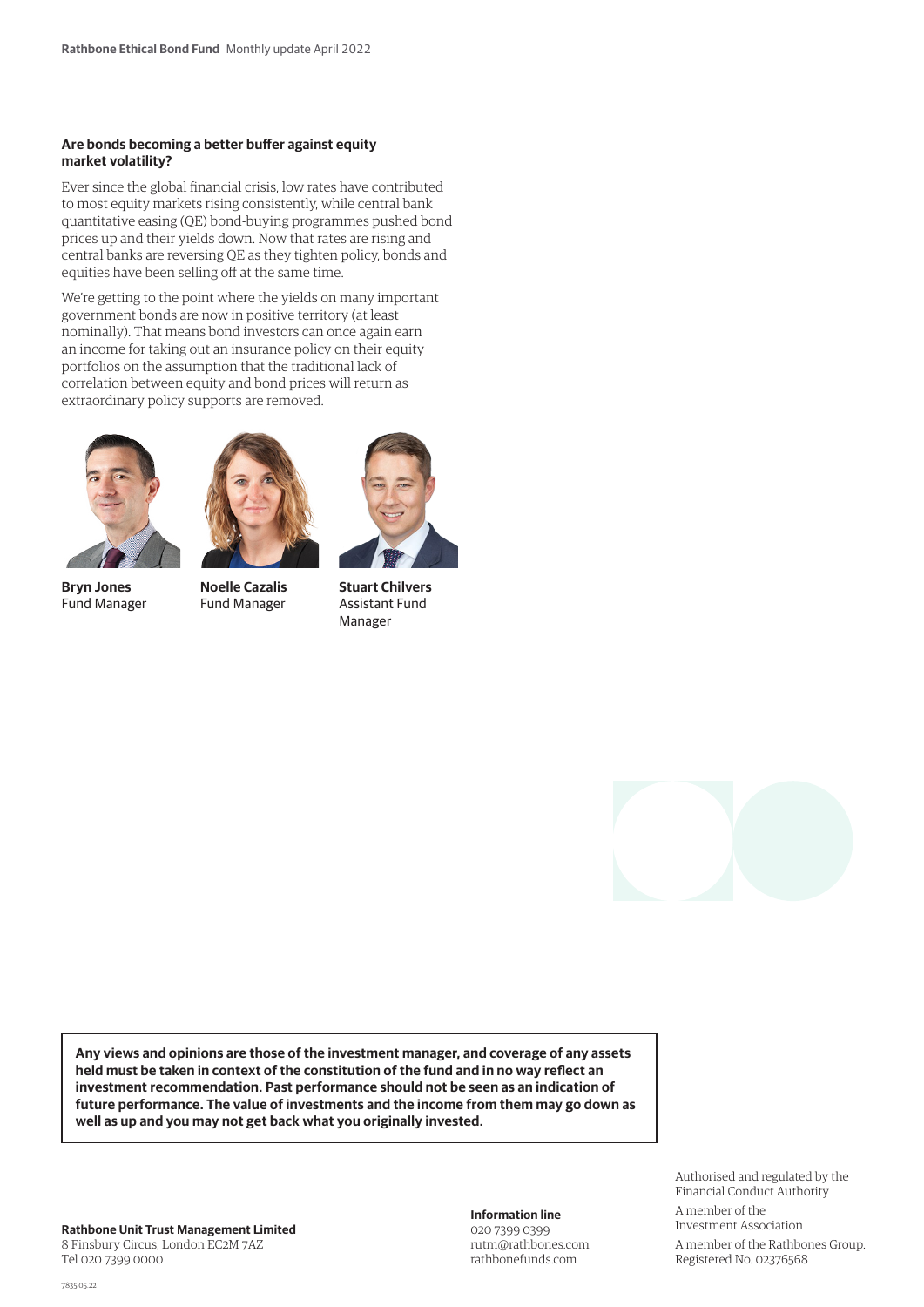### Are bonds becoming a better buffer against equity market volatility?

Ever since the global financial crisis, low rates have contributed to most equity markets rising consistently, while central bank quantitative easing (QE) bond-buying programmes pushed bond prices up and their yields down. Now that rates are rising and central banks are reversing QE as they tighten policy, bonds and equities have been selling off at the same time.

We're getting to the point where the yields on many important government bonds are now in positive territory (at least nominally). That means bond investors can once again earn an income for taking out an insurance policy on their equity portfolios on the assumption that the traditional lack of correlation between equity and bond prices will return as extraordinary policy supports are removed.

**Bryn Jones**
Fund Manager

**Noelle Cazalis**
Fund Manager

**Stuart Chilvers**
Assistant Fund Manager

**Any views and opinions are those of the investment manager, and coverage of any assets held must be taken in context of the constitution of the fund and in no way reflect an investment recommendation. Past performance should not be seen as an indication of future performance. The value of investments and the income from them may go down as well as up and you may not get back what you originally invested.**

**Rathbone Unit Trust Management Limited**
8 Finsbury Circus, London EC2M 7AZ
Tel 020 7399 0000

**Information line**
020 7399 0399
rutm@rathbones.com
rathbonefunds.com

Authorised and regulated by the Financial Conduct Authority

A member of the Investment Association

A member of the Rathbones Group. Registered No. 02376568

7835.05.22